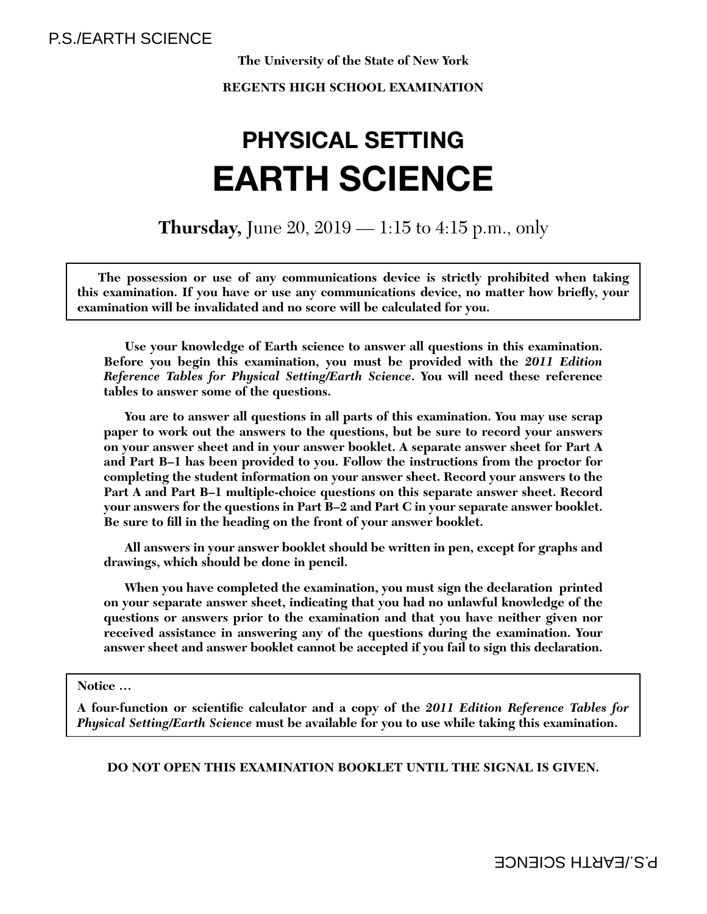P.S./EARTH SCIENCE

The University of the State of New York

**REGENTS HIGH SCHOOL EXAMINATION**

# PHYSICAL SETTING
# EARTH SCIENCE

**Thursday,** June 20, 2019 — 1:15 to 4:15 p.m., only

**The possession or use of any communications device is strictly prohibited when taking this examination. If you have or use any communications device, no matter how briefly, your examination will be invalidated and no score will be calculated for you.**

**Use your knowledge of Earth science to answer all questions in this examination. Before you begin this examination, you must be provided with the *2011 Edition Reference Tables for Physical Setting/Earth Science*. You will need these reference tables to answer some of the questions.**

**You are to answer all questions in all parts of this examination. You may use scrap paper to work out the answers to the questions, but be sure to record your answers on your answer sheet and in your answer booklet. A separate answer sheet for Part A and Part B–1 has been provided to you. Follow the instructions from the proctor for completing the student information on your answer sheet. Record your answers to the Part A and Part B–1 multiple-choice questions on this separate answer sheet. Record your answers for the questions in Part B–2 and Part C in your separate answer booklet. Be sure to fill in the heading on the front of your answer booklet.**

**All answers in your answer booklet should be written in pen, except for graphs and drawings, which should be done in pencil.**

**When you have completed the examination, you must sign the declaration printed on your separate answer sheet, indicating that you had no unlawful knowledge of the questions or answers prior to the examination and that you have neither given nor received assistance in answering any of the questions during the examination. Your answer sheet and answer booklet cannot be accepted if you fail to sign this declaration.**

**Notice …**

**A four-function or scientific calculator and a copy of the *2011 Edition Reference Tables for Physical Setting/Earth Science* must be available for you to use while taking this examination.**

**DO NOT OPEN THIS EXAMINATION BOOKLET UNTIL THE SIGNAL IS GIVEN.**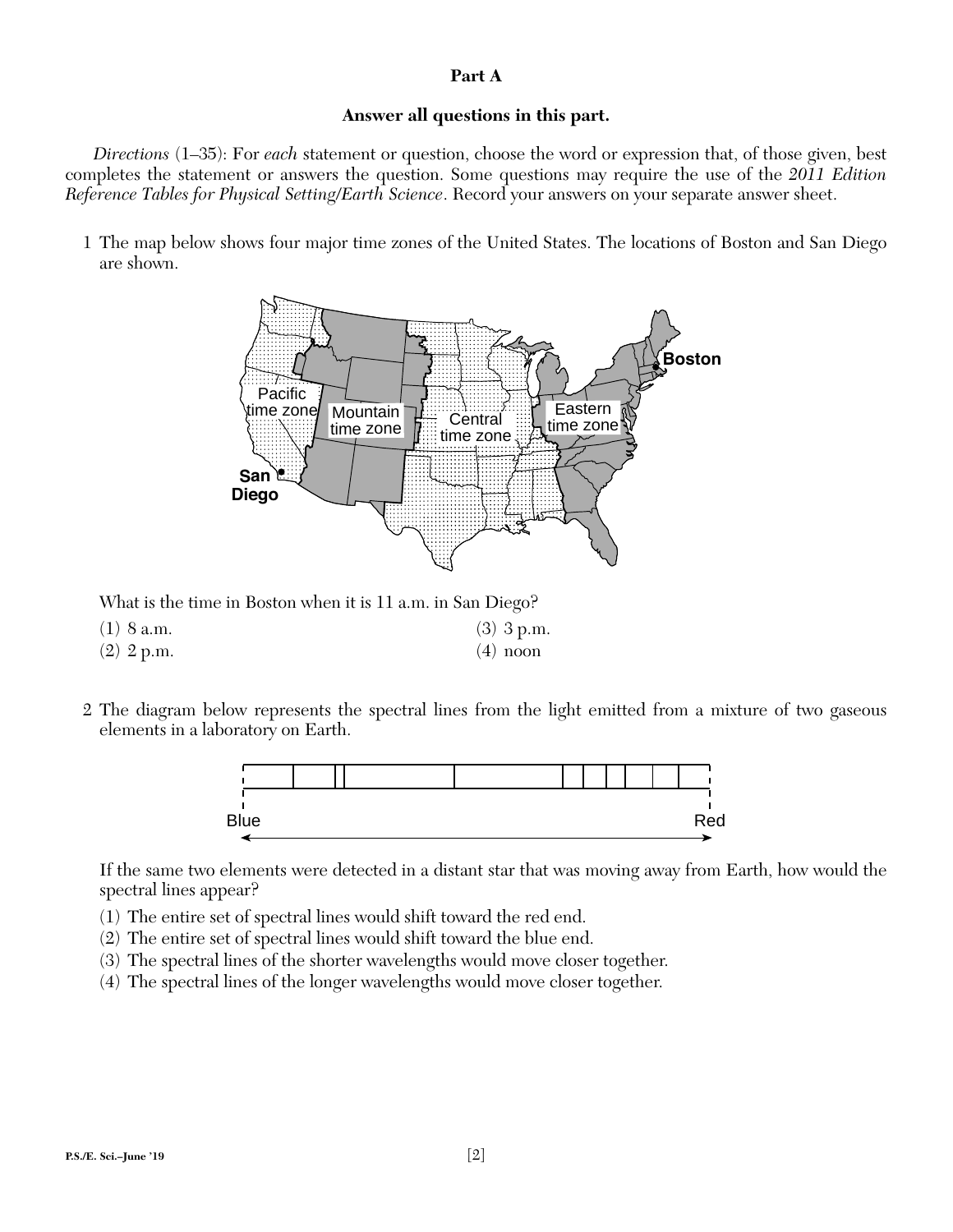**Part A**

**Answer all questions in this part.**

*Directions* (1–35): For *each* statement or question, choose the word or expression that, of those given, best completes the statement or answers the question. Some questions may require the use of the *2011 Edition Reference Tables for Physical Setting/Earth Science*. Record your answers on your separate answer sheet.

1 The map below shows four major time zones of the United States. The locations of Boston and San Diego are shown.

What is the time in Boston when it is 11 a.m. in San Diego?

(1) 8 a.m.
(2) 2 p.m.
(3) 3 p.m.
(4) noon

2 The diagram below represents the spectral lines from the light emitted from a mixture of two gaseous elements in a laboratory on Earth.

If the same two elements were detected in a distant star that was moving away from Earth, how would the spectral lines appear?

(1) The entire set of spectral lines would shift toward the red end.
(2) The entire set of spectral lines would shift toward the blue end.
(3) The spectral lines of the shorter wavelengths would move closer together.
(4) The spectral lines of the longer wavelengths would move closer together.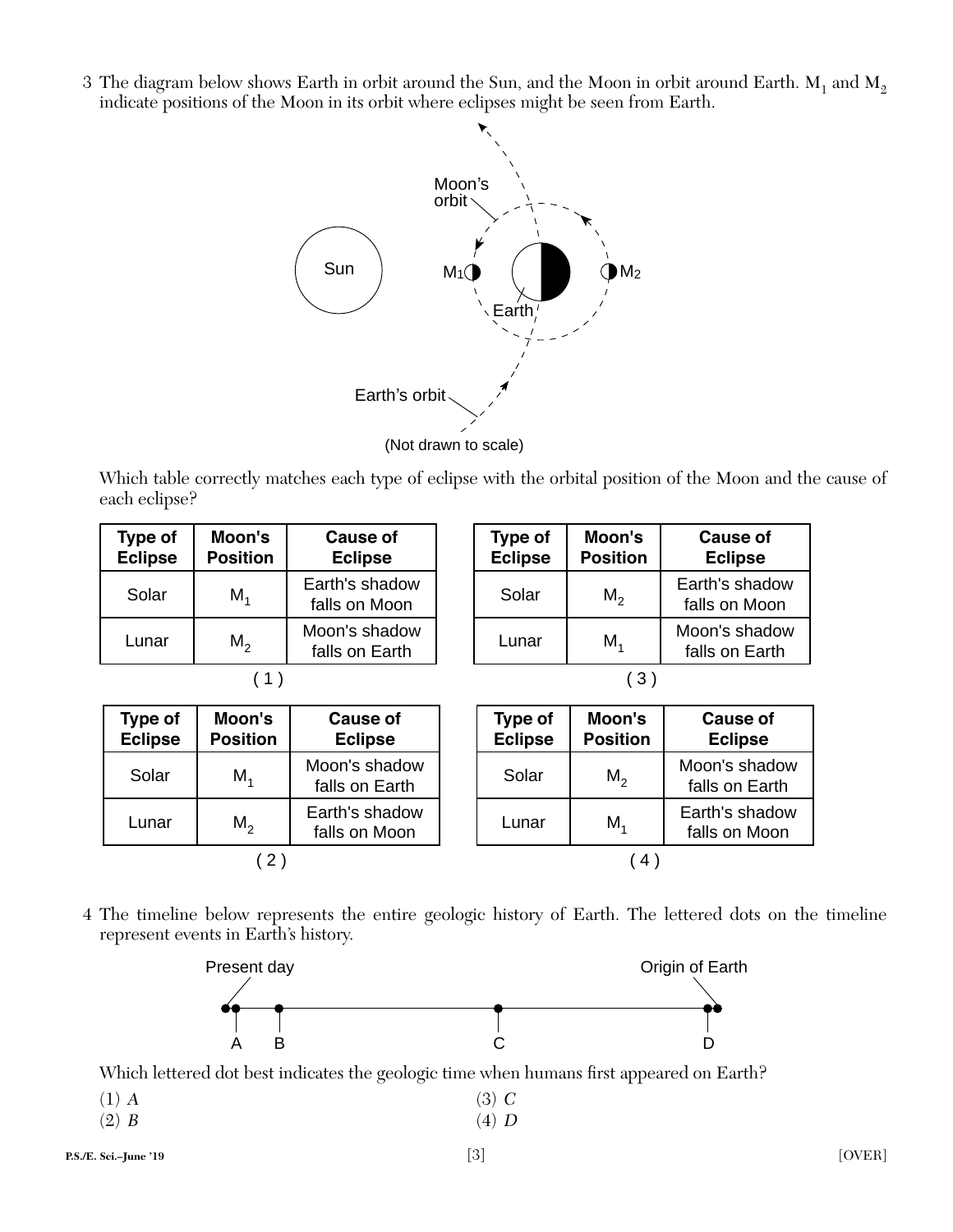3 The diagram below shows Earth in orbit around the Sun, and the Moon in orbit around Earth. $M_1$ and $M_2$ indicate positions of the Moon in its orbit where eclipses might be seen from Earth.

(Not drawn to scale)

Which table correctly matches each type of eclipse with the orbital position of the Moon and the cause of each eclipse?

| Type of Eclipse | Moon's Position | Cause of Eclipse |
|---|---|---|
| Solar | $M_1$ | Earth's shadow falls on Moon |
| Lunar | $M_2$ | Moon's shadow falls on Earth |

( 1 )

| Type of Eclipse | Moon's Position | Cause of Eclipse |
|---|---|---|
| Solar | $M_1$ | Moon's shadow falls on Earth |
| Lunar | $M_2$ | Earth's shadow falls on Moon |

( 2 )

| Type of Eclipse | Moon's Position | Cause of Eclipse |
|---|---|---|
| Solar | $M_2$ | Earth's shadow falls on Moon |
| Lunar | $M_1$ | Moon's shadow falls on Earth |

( 3 )

| Type of Eclipse | Moon's Position | Cause of Eclipse |
|---|---|---|
| Solar | $M_2$ | Moon's shadow falls on Earth |
| Lunar | $M_1$ | Earth's shadow falls on Moon |

( 4 )

4 The timeline below represents the entire geologic history of Earth. The lettered dots on the timeline represent events in Earth's history.

Present day — A — B — C — D — Origin of Earth

Which lettered dot best indicates the geologic time when humans first appeared on Earth?

(1) *A*
(2) *B*
(3) *C*
(4) *D*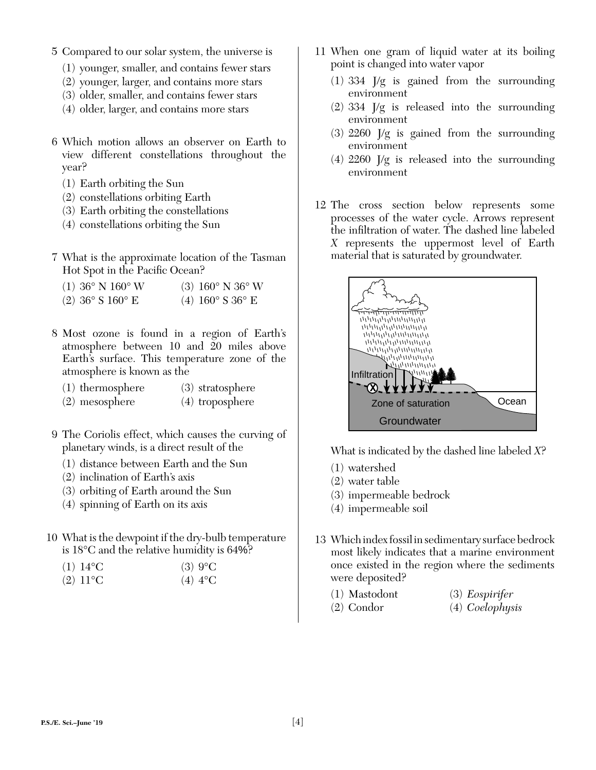5 Compared to our solar system, the universe is

(1) younger, smaller, and contains fewer stars
(2) younger, larger, and contains more stars
(3) older, smaller, and contains fewer stars
(4) older, larger, and contains more stars

6 Which motion allows an observer on Earth to view different constellations throughout the year?

(1) Earth orbiting the Sun
(2) constellations orbiting Earth
(3) Earth orbiting the constellations
(4) constellations orbiting the Sun

7 What is the approximate location of the Tasman Hot Spot in the Pacific Ocean?

(1) 36° N 160° W
(2) 36° S 160° E
(3) 160° N 36° W
(4) 160° S 36° E

8 Most ozone is found in a region of Earth's atmosphere between 10 and 20 miles above Earth's surface. This temperature zone of the atmosphere is known as the

(1) thermosphere
(2) mesosphere
(3) stratosphere
(4) troposphere

9 The Coriolis effect, which causes the curving of planetary winds, is a direct result of the

(1) distance between Earth and the Sun
(2) inclination of Earth's axis
(3) orbiting of Earth around the Sun
(4) spinning of Earth on its axis

10 What is the dewpoint if the dry-bulb temperature is 18°C and the relative humidity is 64%?

(1) 14°C
(2) 11°C
(3) 9°C
(4) 4°C

11 When one gram of liquid water at its boiling point is changed into water vapor

(1) 334 J/g is gained from the surrounding environment
(2) 334 J/g is released into the surrounding environment
(3) 2260 J/g is gained from the surrounding environment
(4) 2260 J/g is released into the surrounding environment

12 The cross section below represents some processes of the water cycle. Arrows represent the infiltration of water. The dashed line labeled *X* represents the uppermost level of Earth material that is saturated by groundwater.

Infiltration

X

Zone of saturation

Ocean

Groundwater

What is indicated by the dashed line labeled *X*?

(1) watershed
(2) water table
(3) impermeable bedrock
(4) impermeable soil

13 Which index fossil in sedimentary surface bedrock most likely indicates that a marine environment once existed in the region where the sediments were deposited?

(1) Mastodont
(2) Condor
(3) *Eospirifer*
(4) *Coelophysis*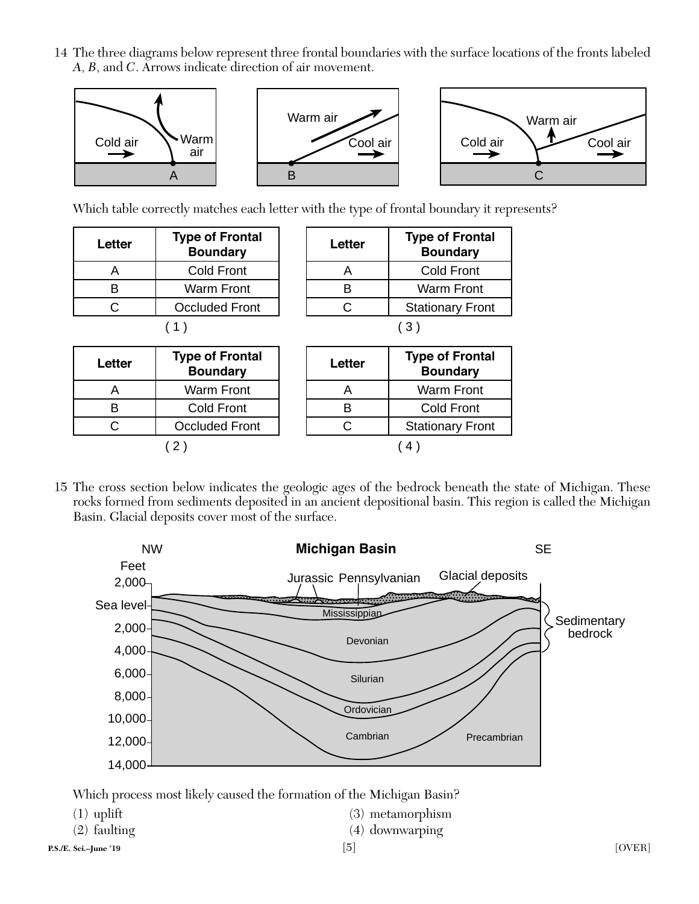14 The three diagrams below represent three frontal boundaries with the surface locations of the fronts labeled *A*, *B*, and *C*. Arrows indicate direction of air movement.

Which table correctly matches each letter with the type of frontal boundary it represents?

| Letter | Type of Frontal Boundary |
|---|---|
| A | Cold Front |
| B | Warm Front |
| C | Occluded Front |

(1)

| Letter | Type of Frontal Boundary |
|---|---|
| A | Cold Front |
| B | Warm Front |
| C | Stationary Front |

(3)

| Letter | Type of Frontal Boundary |
|---|---|
| A | Warm Front |
| B | Cold Front |
| C | Occluded Front |

(2)

| Letter | Type of Frontal Boundary |
|---|---|
| A | Warm Front |
| B | Cold Front |
| C | Stationary Front |

(4)

15 The cross section below indicates the geologic ages of the bedrock beneath the state of Michigan. These rocks formed from sediments deposited in an ancient depositional basin. This region is called the Michigan Basin. Glacial deposits cover most of the surface.

Which process most likely caused the formation of the Michigan Basin?

(1) uplift

(2) faulting

(3) metamorphism

(4) downwarping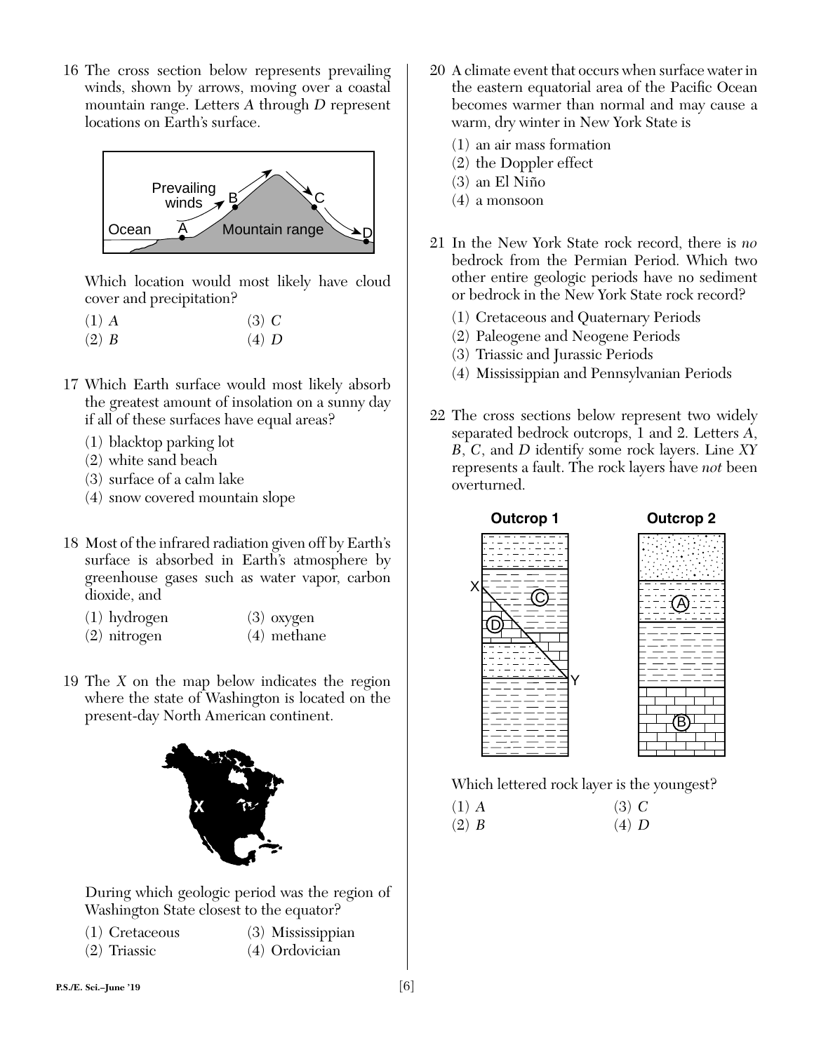16 The cross section below represents prevailing winds, shown by arrows, moving over a coastal mountain range. Letters *A* through *D* represent locations on Earth's surface.

Which location would most likely have cloud cover and precipitation?

(1) *A*
(2) *B*
(3) *C*
(4) *D*

17 Which Earth surface would most likely absorb the greatest amount of insolation on a sunny day if all of these surfaces have equal areas?

(1) blacktop parking lot
(2) white sand beach
(3) surface of a calm lake
(4) snow covered mountain slope

18 Most of the infrared radiation given off by Earth's surface is absorbed in Earth's atmosphere by greenhouse gases such as water vapor, carbon dioxide, and

(1) hydrogen
(2) nitrogen
(3) oxygen
(4) methane

19 The *X* on the map below indicates the region where the state of Washington is located on the present-day North American continent.

During which geologic period was the region of Washington State closest to the equator?

(1) Cretaceous
(2) Triassic
(3) Mississippian
(4) Ordovician

20 A climate event that occurs when surface water in the eastern equatorial area of the Pacific Ocean becomes warmer than normal and may cause a warm, dry winter in New York State is

(1) an air mass formation
(2) the Doppler effect
(3) an El Niño
(4) a monsoon

21 In the New York State rock record, there is *no* bedrock from the Permian Period. Which two other entire geologic periods have no sediment or bedrock in the New York State rock record?

(1) Cretaceous and Quaternary Periods
(2) Paleogene and Neogene Periods
(3) Triassic and Jurassic Periods
(4) Mississippian and Pennsylvanian Periods

22 The cross sections below represent two widely separated bedrock outcrops, 1 and 2. Letters *A*, *B*, *C*, and *D* identify some rock layers. Line *XY* represents a fault. The rock layers have *not* been overturned.

Which lettered rock layer is the youngest?

(1) *A*
(2) *B*
(3) *C*
(4) *D*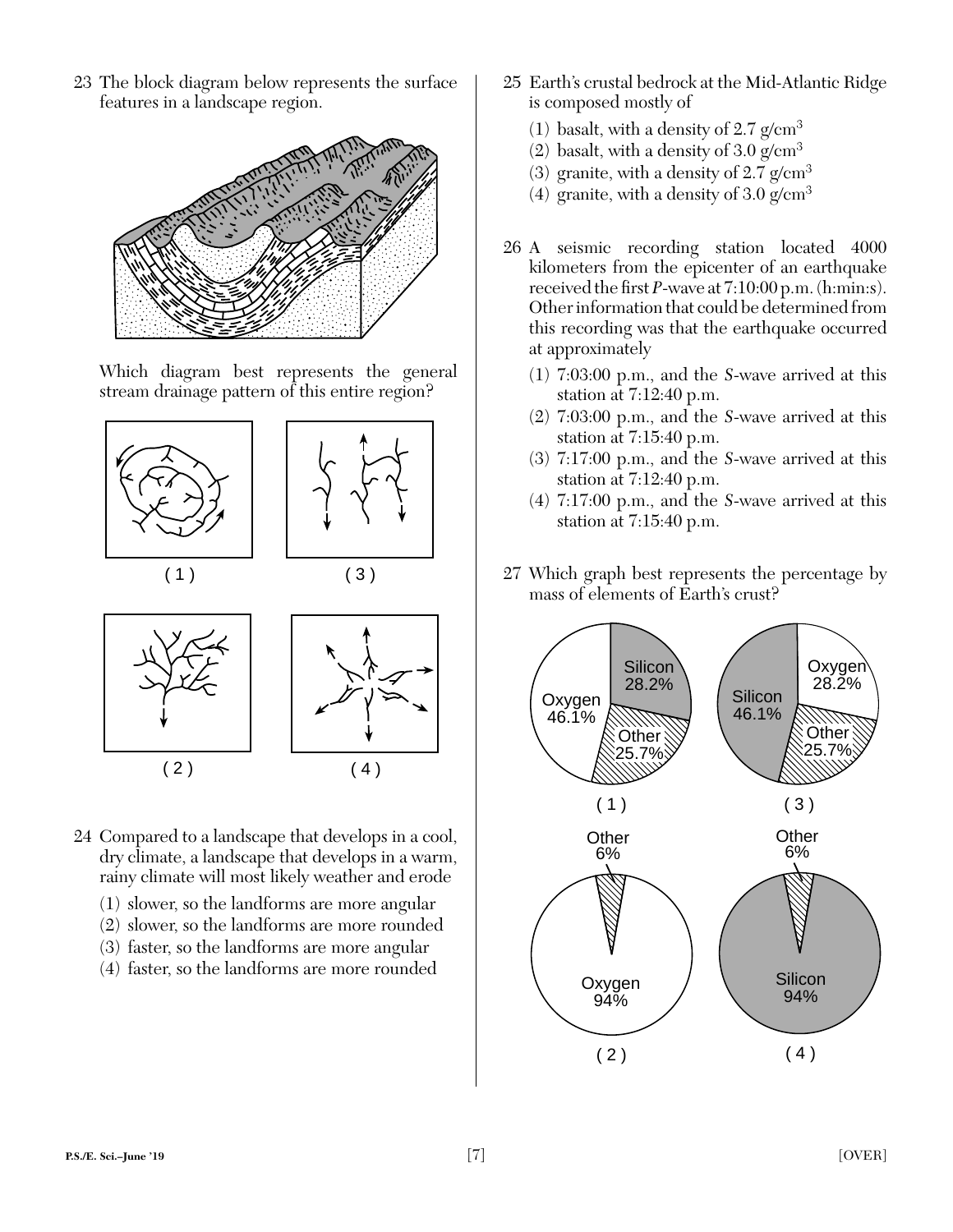23 The block diagram below represents the surface features in a landscape region.

Which diagram best represents the general stream drainage pattern of this entire region?

(1) (2) (3) (4)

24 Compared to a landscape that develops in a cool, dry climate, a landscape that develops in a warm, rainy climate will most likely weather and erode

(1) slower, so the landforms are more angular
(2) slower, so the landforms are more rounded
(3) faster, so the landforms are more angular
(4) faster, so the landforms are more rounded

25 Earth's crustal bedrock at the Mid-Atlantic Ridge is composed mostly of

(1) basalt, with a density of 2.7 g/cm$^3$
(2) basalt, with a density of 3.0 g/cm$^3$
(3) granite, with a density of 2.7 g/cm$^3$
(4) granite, with a density of 3.0 g/cm$^3$

26 A seismic recording station located 4000 kilometers from the epicenter of an earthquake received the first *P*-wave at 7:10:00 p.m. (h:min:s). Other information that could be determined from this recording was that the earthquake occurred at approximately

(1) 7:03:00 p.m., and the *S*-wave arrived at this station at 7:12:40 p.m.
(2) 7:03:00 p.m., and the *S*-wave arrived at this station at 7:15:40 p.m.
(3) 7:17:00 p.m., and the *S*-wave arrived at this station at 7:12:40 p.m.
(4) 7:17:00 p.m., and the *S*-wave arrived at this station at 7:15:40 p.m.

27 Which graph best represents the percentage by mass of elements of Earth's crust?

(1) Oxygen 46.1%, Silicon 28.2%, Other 25.7%
(2) Oxygen 94%, Other 6%
(3) Silicon 46.1%, Oxygen 28.2%, Other 25.7%
(4) Silicon 94%, Other 6%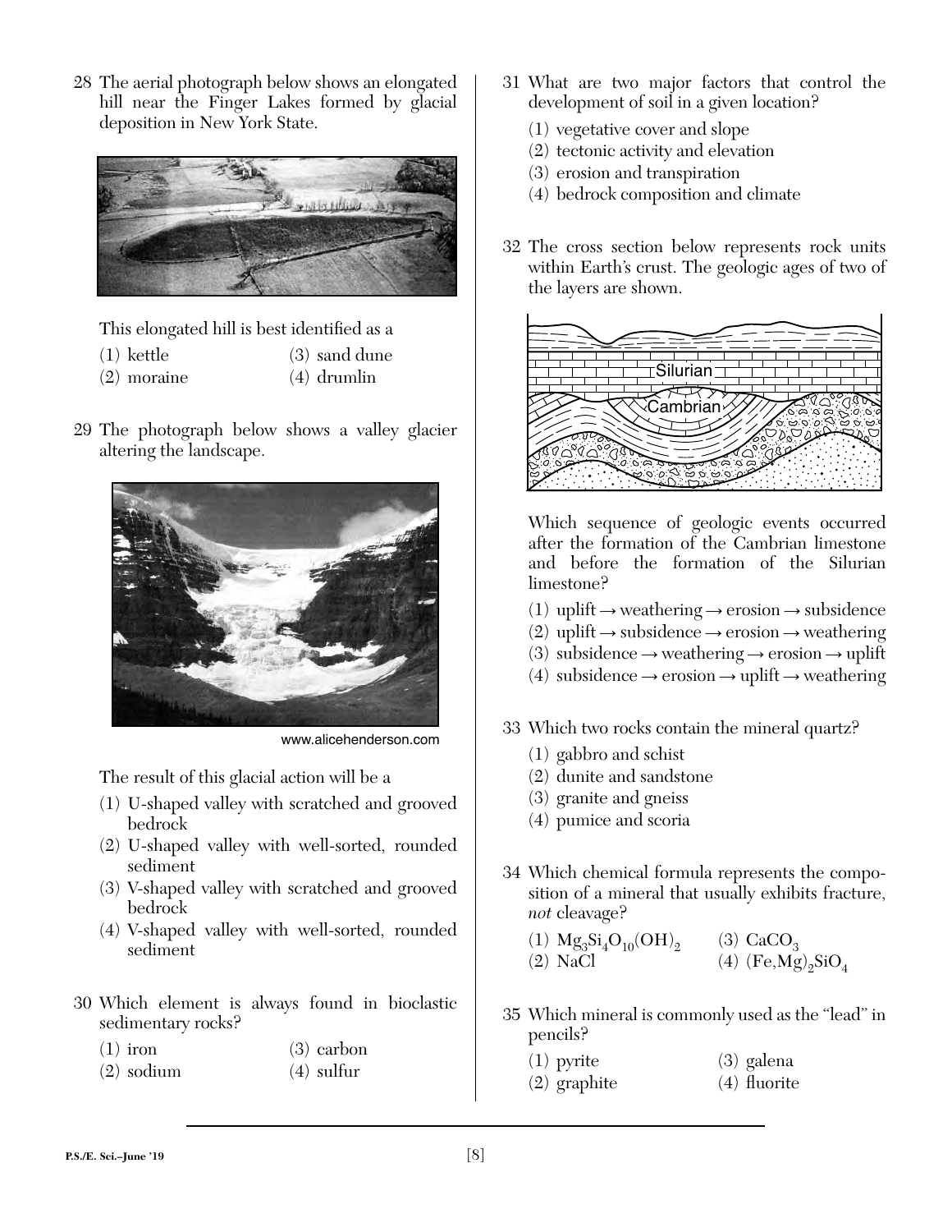28 The aerial photograph below shows an elongated hill near the Finger Lakes formed by glacial deposition in New York State.

This elongated hill is best identified as a

(1) kettle
(2) moraine
(3) sand dune
(4) drumlin

29 The photograph below shows a valley glacier altering the landscape.

www.alicehenderson.com

The result of this glacial action will be a

(1) U-shaped valley with scratched and grooved bedrock
(2) U-shaped valley with well-sorted, rounded sediment
(3) V-shaped valley with scratched and grooved bedrock
(4) V-shaped valley with well-sorted, rounded sediment

30 Which element is always found in bioclastic sedimentary rocks?

(1) iron
(2) sodium
(3) carbon
(4) sulfur

31 What are two major factors that control the development of soil in a given location?

(1) vegetative cover and slope
(2) tectonic activity and elevation
(3) erosion and transpiration
(4) bedrock composition and climate

32 The cross section below represents rock units within Earth's crust. The geologic ages of two of the layers are shown.

Silurian
Cambrian

Which sequence of geologic events occurred after the formation of the Cambrian limestone and before the formation of the Silurian limestone?

(1) uplift → weathering → erosion → subsidence
(2) uplift → subsidence → erosion → weathering
(3) subsidence → weathering → erosion → uplift
(4) subsidence → erosion → uplift → weathering

33 Which two rocks contain the mineral quartz?

(1) gabbro and schist
(2) dunite and sandstone
(3) granite and gneiss
(4) pumice and scoria

34 Which chemical formula represents the composition of a mineral that usually exhibits fracture, *not* cleavage?

(1) $Mg_3Si_4O_{10}(OH)_2$
(2) $NaCl$
(3) $CaCO_3$
(4) $(Fe,Mg)_2SiO_4$

35 Which mineral is commonly used as the "lead" in pencils?

(1) pyrite
(2) graphite
(3) galena
(4) fluorite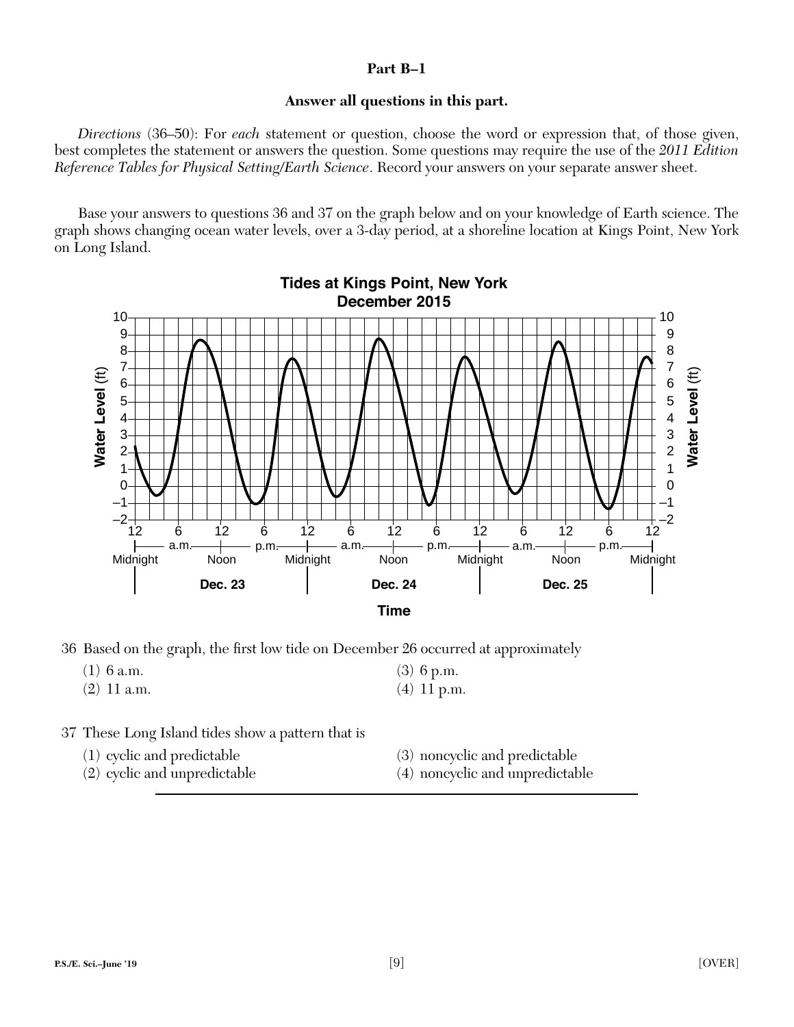**Part B–1**

**Answer all questions in this part.**

*Directions* (36–50): For *each* statement or question, choose the word or expression that, of those given, best completes the statement or answers the question. Some questions may require the use of the *2011 Edition Reference Tables for Physical Setting/Earth Science*. Record your answers on your separate answer sheet.

Base your answers to questions 36 and 37 on the graph below and on your knowledge of Earth science. The graph shows changing ocean water levels, over a 3-day period, at a shoreline location at Kings Point, New York on Long Island.

**Tides at Kings Point, New York**
**December 2015**

36 Based on the graph, the first low tide on December 26 occurred at approximately

(1) 6 a.m.
(2) 11 a.m.
(3) 6 p.m.
(4) 11 p.m.

37 These Long Island tides show a pattern that is

(1) cyclic and predictable
(2) cyclic and unpredictable
(3) noncyclic and predictable
(4) noncyclic and unpredictable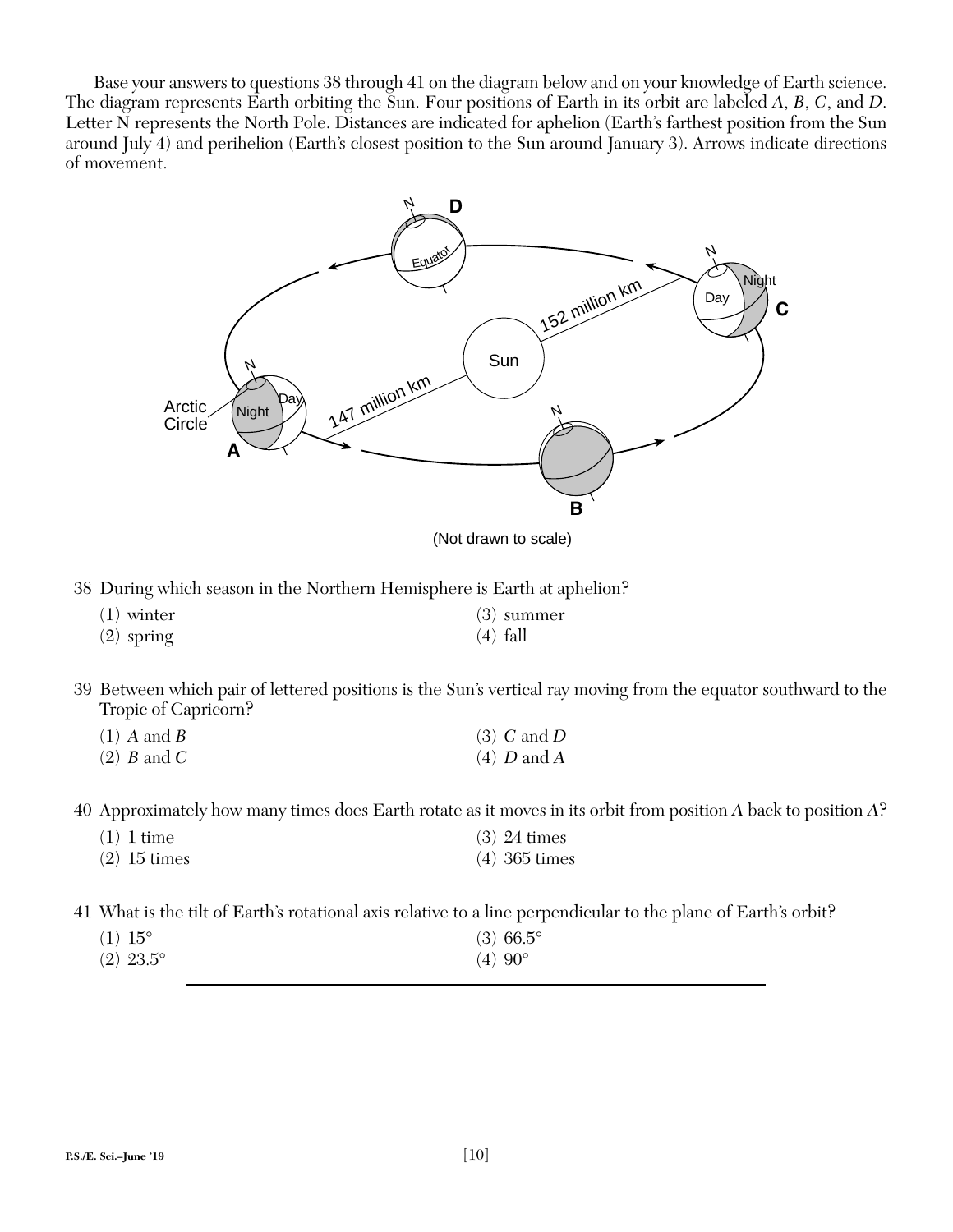Base your answers to questions 38 through 41 on the diagram below and on your knowledge of Earth science. The diagram represents Earth orbiting the Sun. Four positions of Earth in its orbit are labeled *A*, *B*, *C*, and *D*. Letter N represents the North Pole. Distances are indicated for aphelion (Earth's farthest position from the Sun around July 4) and perihelion (Earth's closest position to the Sun around January 3). Arrows indicate directions of movement.

(Not drawn to scale)

38 During which season in the Northern Hemisphere is Earth at aphelion?

(1) winter
(2) spring
(3) summer
(4) fall

39 Between which pair of lettered positions is the Sun's vertical ray moving from the equator southward to the Tropic of Capricorn?

(1) *A* and *B*
(2) *B* and *C*
(3) *C* and *D*
(4) *D* and *A*

40 Approximately how many times does Earth rotate as it moves in its orbit from position *A* back to position *A*?

(1) 1 time
(2) 15 times
(3) 24 times
(4) 365 times

41 What is the tilt of Earth's rotational axis relative to a line perpendicular to the plane of Earth's orbit?

(1) 15°
(2) 23.5°
(3) 66.5°
(4) 90°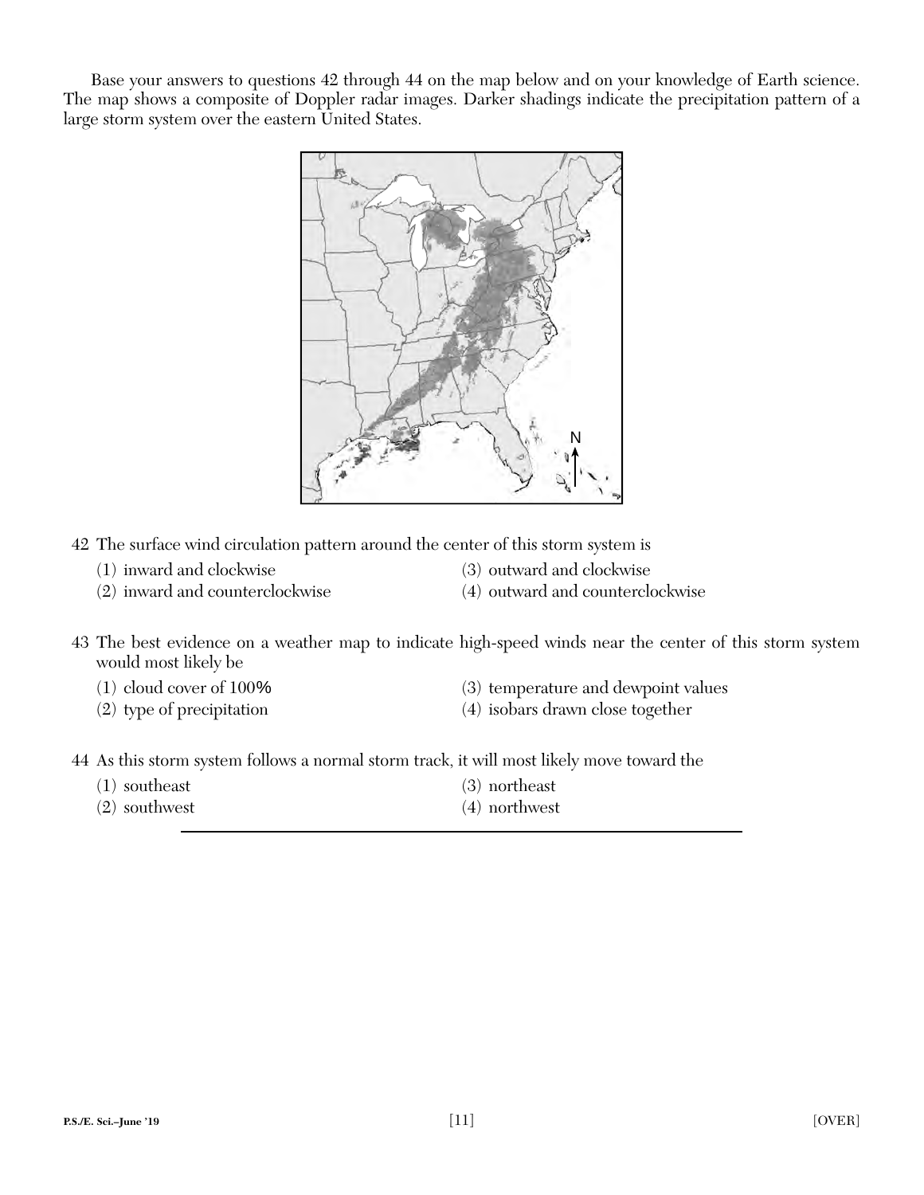Base your answers to questions 42 through 44 on the map below and on your knowledge of Earth science. The map shows a composite of Doppler radar images. Darker shadings indicate the precipitation pattern of a large storm system over the eastern United States.

42 The surface wind circulation pattern around the center of this storm system is

(1) inward and clockwise
(2) inward and counterclockwise
(3) outward and clockwise
(4) outward and counterclockwise

43 The best evidence on a weather map to indicate high-speed winds near the center of this storm system would most likely be

(1) cloud cover of 100%
(2) type of precipitation
(3) temperature and dewpoint values
(4) isobars drawn close together

44 As this storm system follows a normal storm track, it will most likely move toward the

(1) southeast
(2) southwest
(3) northeast
(4) northwest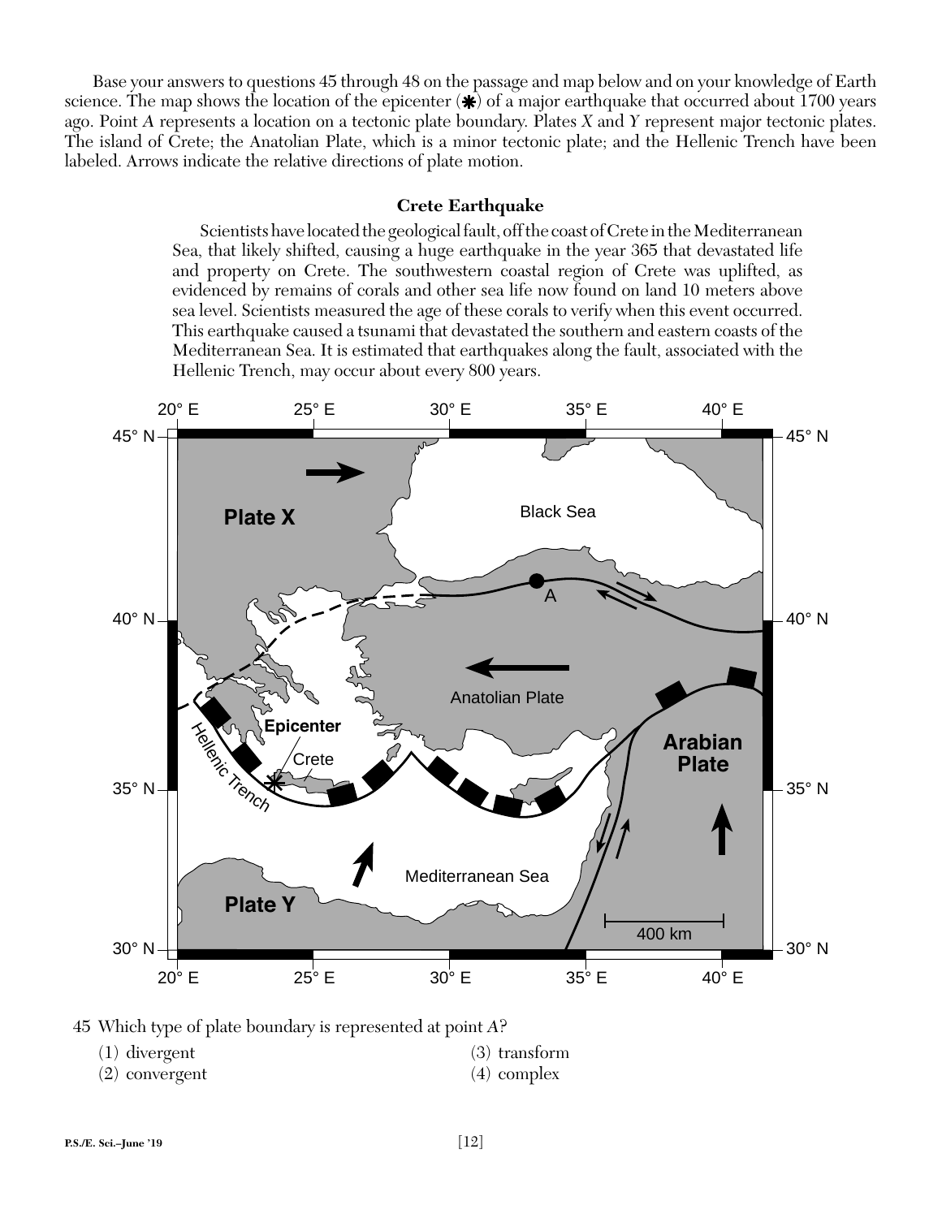Base your answers to questions 45 through 48 on the passage and map below and on your knowledge of Earth science. The map shows the location of the epicenter (✱) of a major earthquake that occurred about 1700 years ago. Point *A* represents a location on a tectonic plate boundary. Plates *X* and *Y* represent major tectonic plates. The island of Crete; the Anatolian Plate, which is a minor tectonic plate; and the Hellenic Trench have been labeled. Arrows indicate the relative directions of plate motion.

**Crete Earthquake**

Scientists have located the geological fault, off the coast of Crete in the Mediterranean Sea, that likely shifted, causing a huge earthquake in the year 365 that devastated life and property on Crete. The southwestern coastal region of Crete was uplifted, as evidenced by remains of corals and other sea life now found on land 10 meters above sea level. Scientists measured the age of these corals to verify when this event occurred. This earthquake caused a tsunami that devastated the southern and eastern coasts of the Mediterranean Sea. It is estimated that earthquakes along the fault, associated with the Hellenic Trench, may occur about every 800 years.

45 Which type of plate boundary is represented at point *A*?

(1) divergent
(2) convergent
(3) transform
(4) complex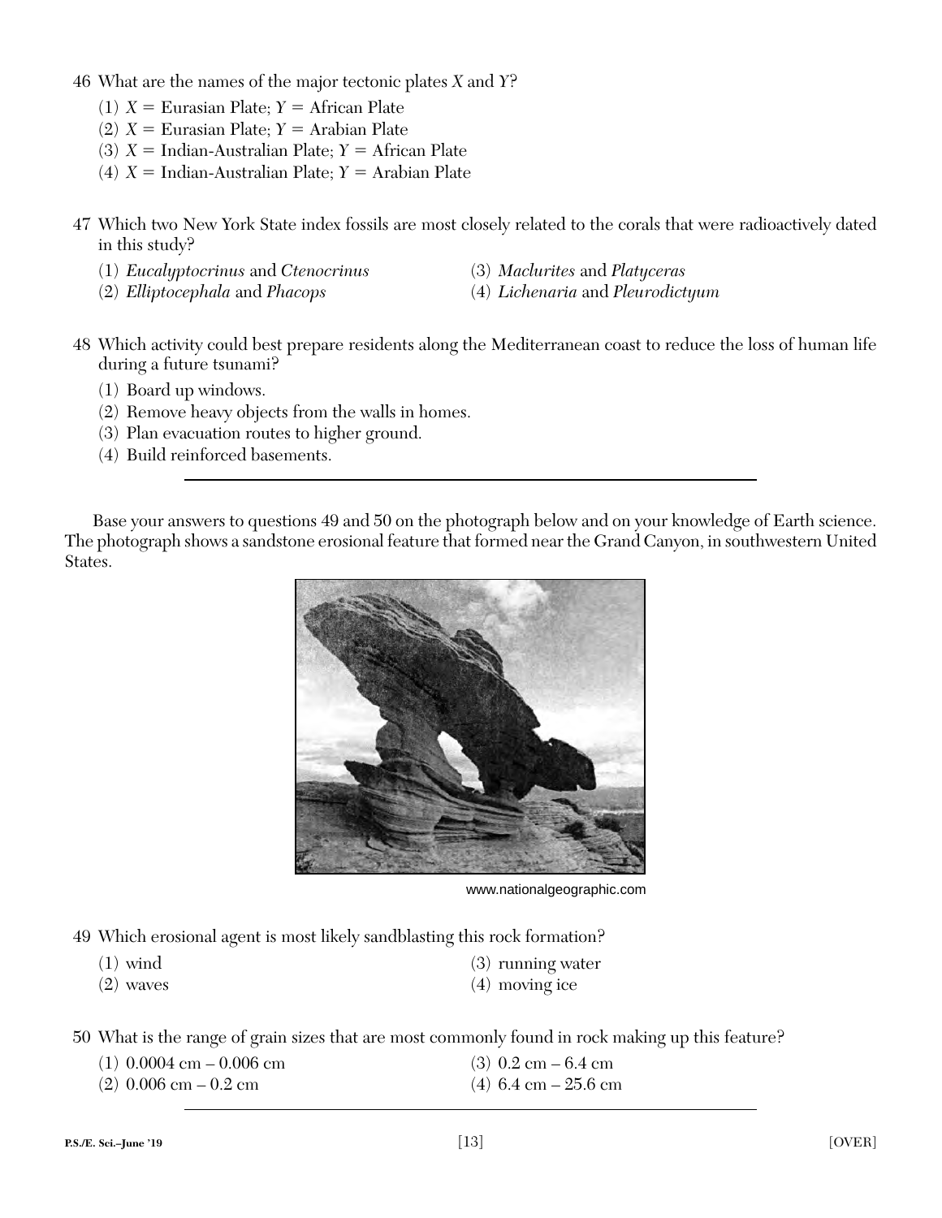46 What are the names of the major tectonic plates *X* and *Y*?

(1) *X* = Eurasian Plate; *Y* = African Plate
(2) *X* = Eurasian Plate; *Y* = Arabian Plate
(3) *X* = Indian-Australian Plate; *Y* = African Plate
(4) *X* = Indian-Australian Plate; *Y* = Arabian Plate

47 Which two New York State index fossils are most closely related to the corals that were radioactively dated in this study?

(1) *Eucalyptocrinus* and *Ctenocrinus*
(2) *Elliptocephala* and *Phacops*
(3) *Maclurites* and *Platyceras*
(4) *Lichenaria* and *Pleurodictyum*

48 Which activity could best prepare residents along the Mediterranean coast to reduce the loss of human life during a future tsunami?

(1) Board up windows.
(2) Remove heavy objects from the walls in homes.
(3) Plan evacuation routes to higher ground.
(4) Build reinforced basements.

---

Base your answers to questions 49 and 50 on the photograph below and on your knowledge of Earth science. The photograph shows a sandstone erosional feature that formed near the Grand Canyon, in southwestern United States.

www.nationalgeographic.com

49 Which erosional agent is most likely sandblasting this rock formation?

(1) wind
(2) waves
(3) running water
(4) moving ice

50 What is the range of grain sizes that are most commonly found in rock making up this feature?

(1) 0.0004 cm – 0.006 cm
(2) 0.006 cm – 0.2 cm
(3) 0.2 cm – 6.4 cm
(4) 6.4 cm – 25.6 cm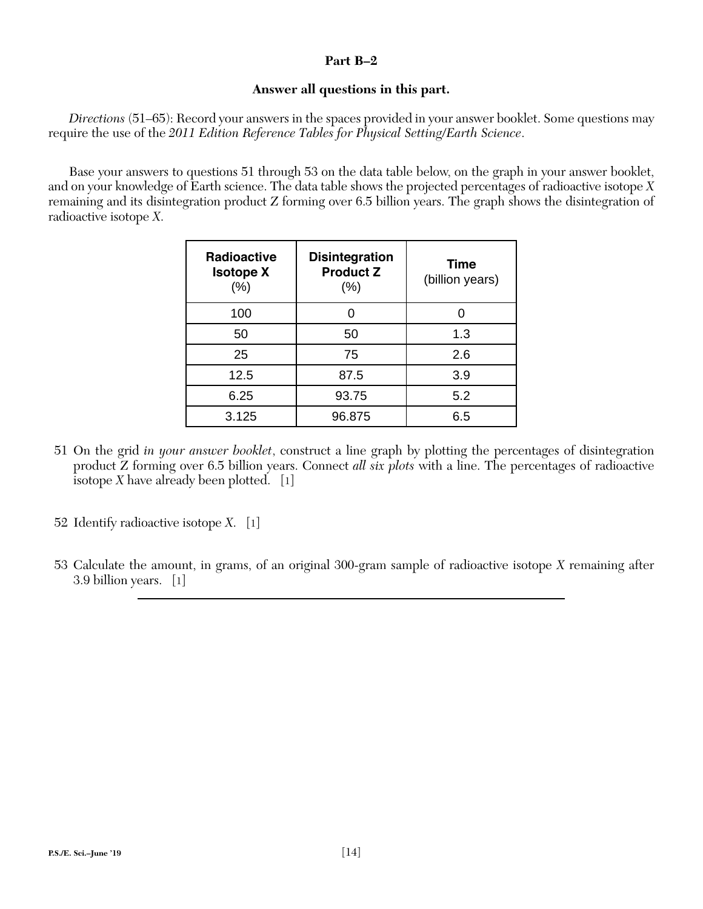## Part B–2

**Answer all questions in this part.**

*Directions* (51–65): Record your answers in the spaces provided in your answer booklet. Some questions may require the use of the *2011 Edition Reference Tables for Physical Setting/Earth Science*.

Base your answers to questions 51 through 53 on the data table below, on the graph in your answer booklet, and on your knowledge of Earth science. The data table shows the projected percentages of radioactive isotope *X* remaining and its disintegration product Z forming over 6.5 billion years. The graph shows the disintegration of radioactive isotope *X*.

| **Radioactive Isotope X** (%) | **Disintegration Product Z** (%) | **Time** (billion years) |
|---|---|---|
| 100 | 0 | 0 |
| 50 | 50 | 1.3 |
| 25 | 75 | 2.6 |
| 12.5 | 87.5 | 3.9 |
| 6.25 | 93.75 | 5.2 |
| 3.125 | 96.875 | 6.5 |

51 On the grid *in your answer booklet*, construct a line graph by plotting the percentages of disintegration product Z forming over 6.5 billion years. Connect *all six plots* with a line. The percentages of radioactive isotope *X* have already been plotted. [1]

52 Identify radioactive isotope *X*. [1]

53 Calculate the amount, in grams, of an original 300-gram sample of radioactive isotope *X* remaining after 3.9 billion years. [1]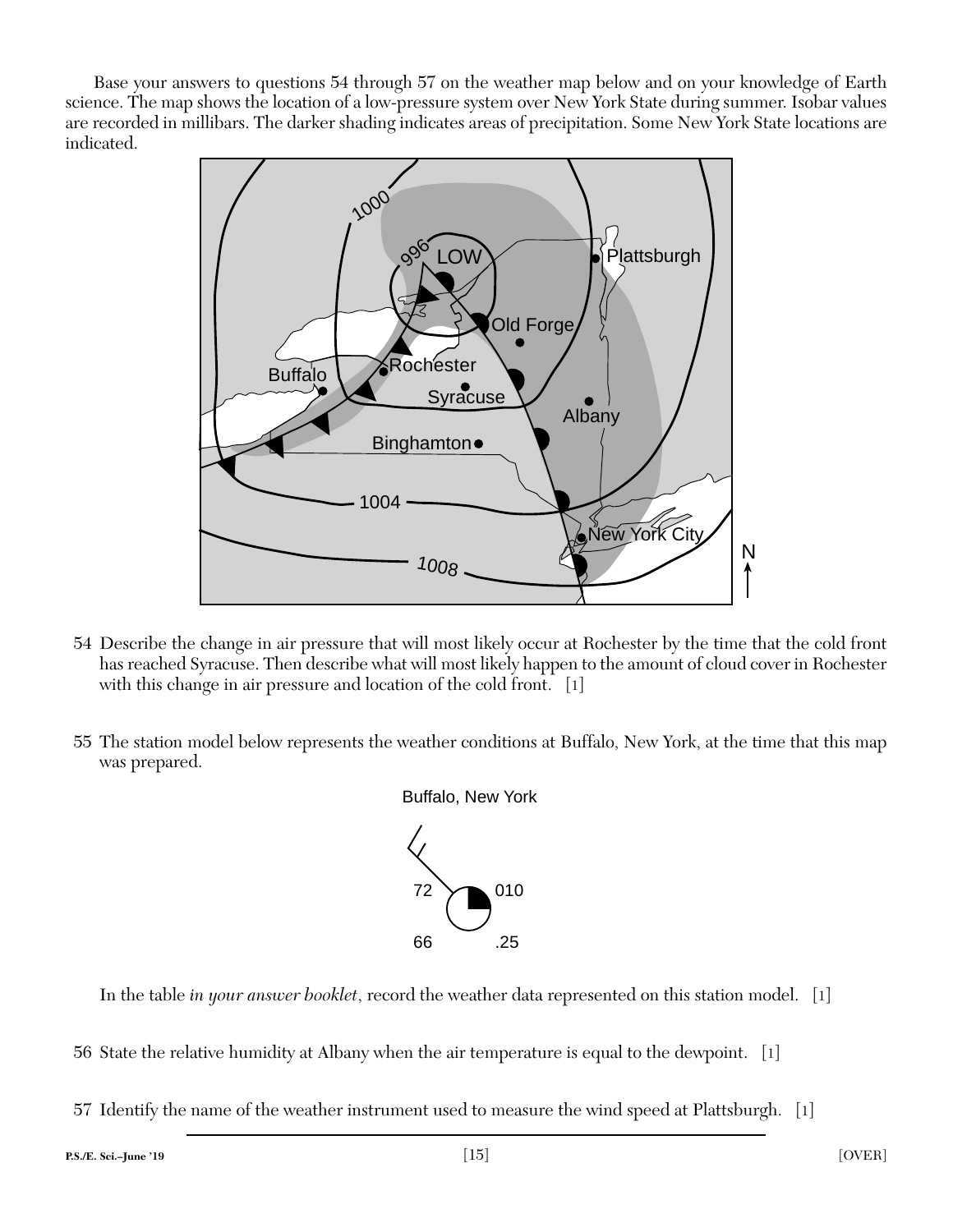Base your answers to questions 54 through 57 on the weather map below and on your knowledge of Earth science. The map shows the location of a low-pressure system over New York State during summer. Isobar values are recorded in millibars. The darker shading indicates areas of precipitation. Some New York State locations are indicated.

54 Describe the change in air pressure that will most likely occur at Rochester by the time that the cold front has reached Syracuse. Then describe what will most likely happen to the amount of cloud cover in Rochester with this change in air pressure and location of the cold front. [1]

55 The station model below represents the weather conditions at Buffalo, New York, at the time that this map was prepared.

Buffalo, New York

In the table *in your answer booklet*, record the weather data represented on this station model. [1]

56 State the relative humidity at Albany when the air temperature is equal to the dewpoint. [1]

57 Identify the name of the weather instrument used to measure the wind speed at Plattsburgh. [1]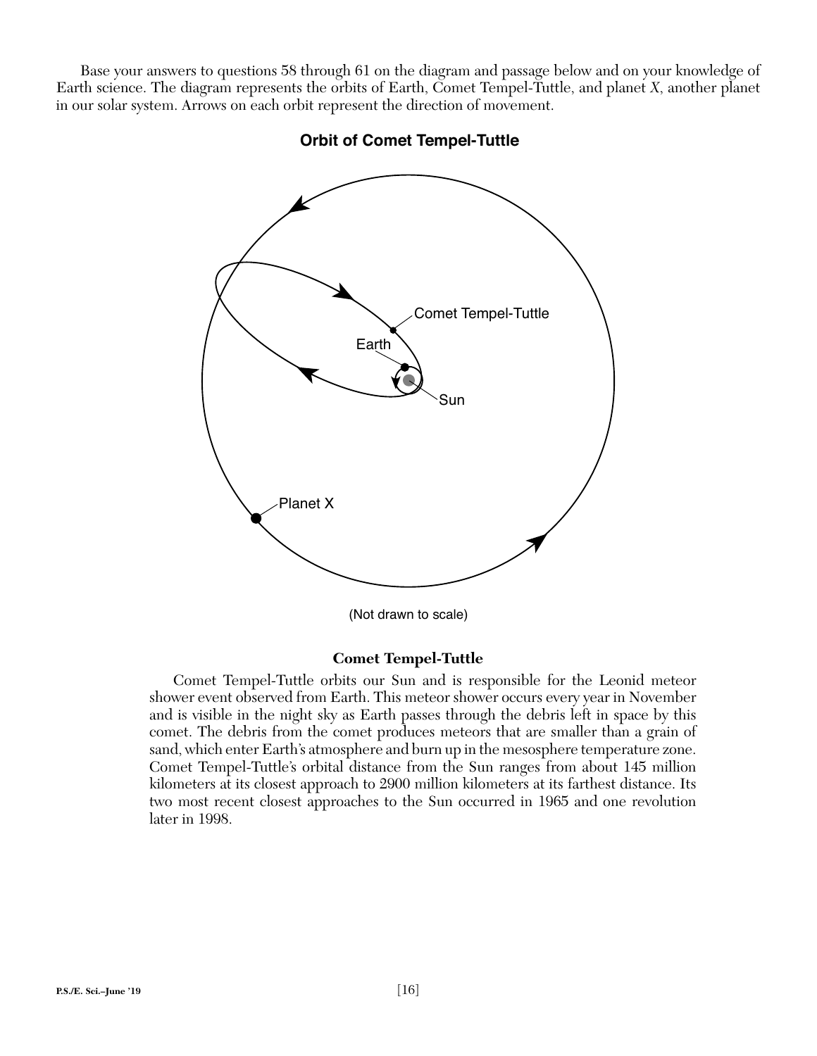Base your answers to questions 58 through 61 on the diagram and passage below and on your knowledge of Earth science. The diagram represents the orbits of Earth, Comet Tempel-Tuttle, and planet *X*, another planet in our solar system. Arrows on each orbit represent the direction of movement.

**Orbit of Comet Tempel-Tuttle**

Comet Tempel-Tuttle

Earth

Sun

Planet X

(Not drawn to scale)

**Comet Tempel-Tuttle**

Comet Tempel-Tuttle orbits our Sun and is responsible for the Leonid meteor shower event observed from Earth. This meteor shower occurs every year in November and is visible in the night sky as Earth passes through the debris left in space by this comet. The debris from the comet produces meteors that are smaller than a grain of sand, which enter Earth's atmosphere and burn up in the mesosphere temperature zone. Comet Tempel-Tuttle's orbital distance from the Sun ranges from about 145 million kilometers at its closest approach to 2900 million kilometers at its farthest distance. Its two most recent closest approaches to the Sun occurred in 1965 and one revolution later in 1998.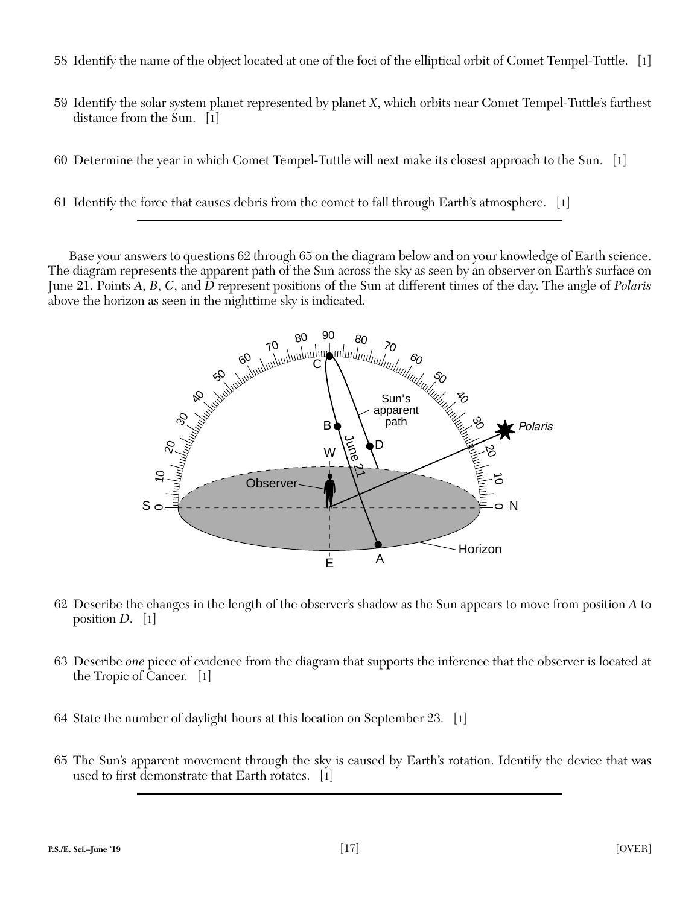58 Identify the name of the object located at one of the foci of the elliptical orbit of Comet Tempel-Tuttle. [1]

59 Identify the solar system planet represented by planet *X*, which orbits near Comet Tempel-Tuttle's farthest distance from the Sun. [1]

60 Determine the year in which Comet Tempel-Tuttle will next make its closest approach to the Sun. [1]

61 Identify the force that causes debris from the comet to fall through Earth's atmosphere. [1]

---

Base your answers to questions 62 through 65 on the diagram below and on your knowledge of Earth science. The diagram represents the apparent path of the Sun across the sky as seen by an observer on Earth's surface on June 21. Points *A*, *B*, *C*, and *D* represent positions of the Sun at different times of the day. The angle of *Polaris* above the horizon as seen in the nighttime sky is indicated.

62 Describe the changes in the length of the observer's shadow as the Sun appears to move from position *A* to position *D*. [1]

63 Describe *one* piece of evidence from the diagram that supports the inference that the observer is located at the Tropic of Cancer. [1]

64 State the number of daylight hours at this location on September 23. [1]

65 The Sun's apparent movement through the sky is caused by Earth's rotation. Identify the device that was used to first demonstrate that Earth rotates. [1]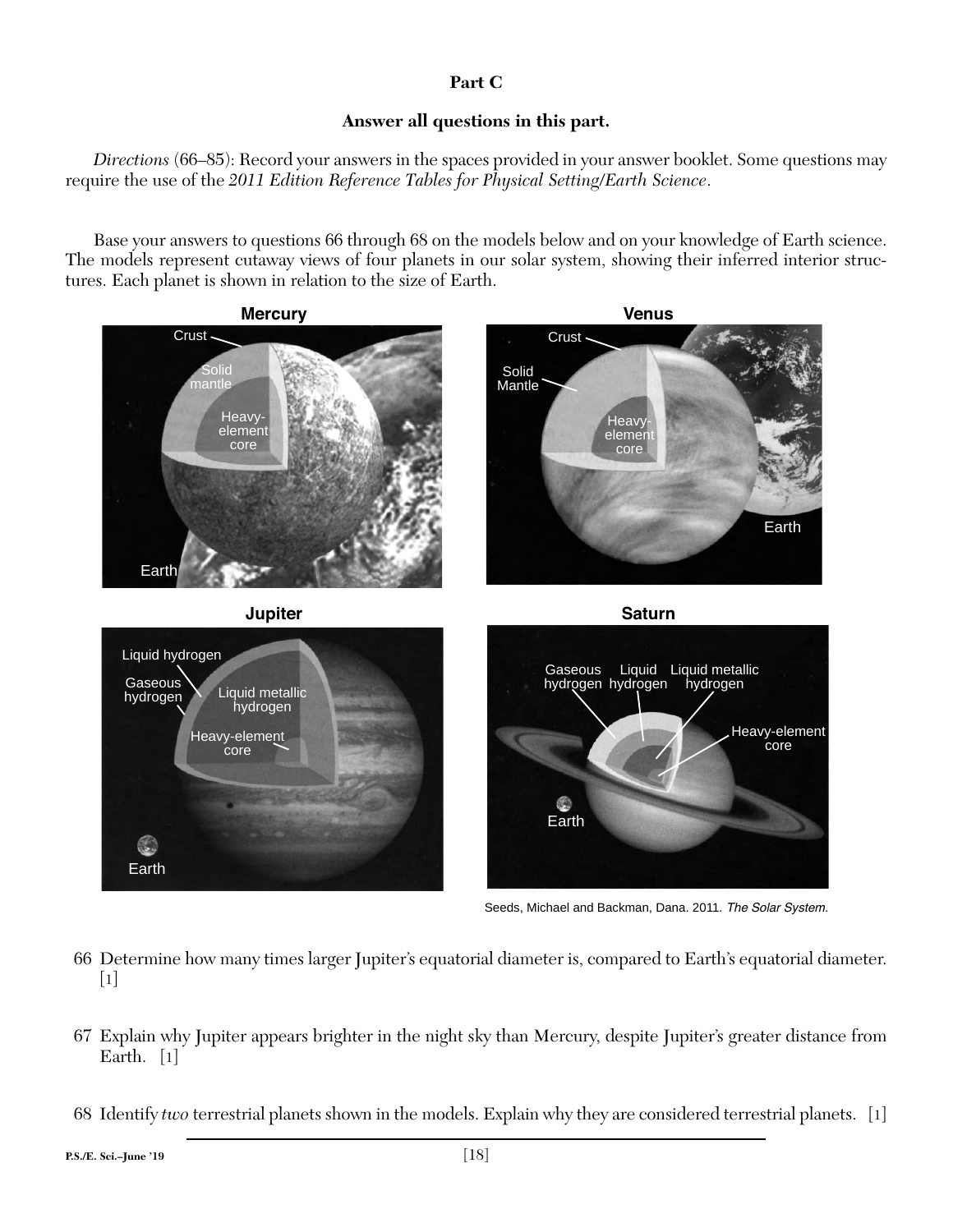**Part C**

**Answer all questions in this part.**

*Directions* (66–85): Record your answers in the spaces provided in your answer booklet. Some questions may require the use of the *2011 Edition Reference Tables for Physical Setting/Earth Science*.

Base your answers to questions 66 through 68 on the models below and on your knowledge of Earth science. The models represent cutaway views of four planets in our solar system, showing their inferred interior structures. Each planet is shown in relation to the size of Earth.

Mercury: Crust, Solid mantle, Heavy-element core, Earth

Venus: Crust, Solid Mantle, Heavy-element core, Earth

Jupiter: Liquid hydrogen, Gaseous hydrogen, Liquid metallic hydrogen, Heavy-element core, Earth

Saturn: Gaseous hydrogen, Liquid hydrogen, Liquid metallic hydrogen, Heavy-element core, Earth

Seeds, Michael and Backman, Dana. 2011. *The Solar System.*

66 Determine how many times larger Jupiter's equatorial diameter is, compared to Earth's equatorial diameter. [1]

67 Explain why Jupiter appears brighter in the night sky than Mercury, despite Jupiter's greater distance from Earth. [1]

68 Identify *two* terrestrial planets shown in the models. Explain why they are considered terrestrial planets. [1]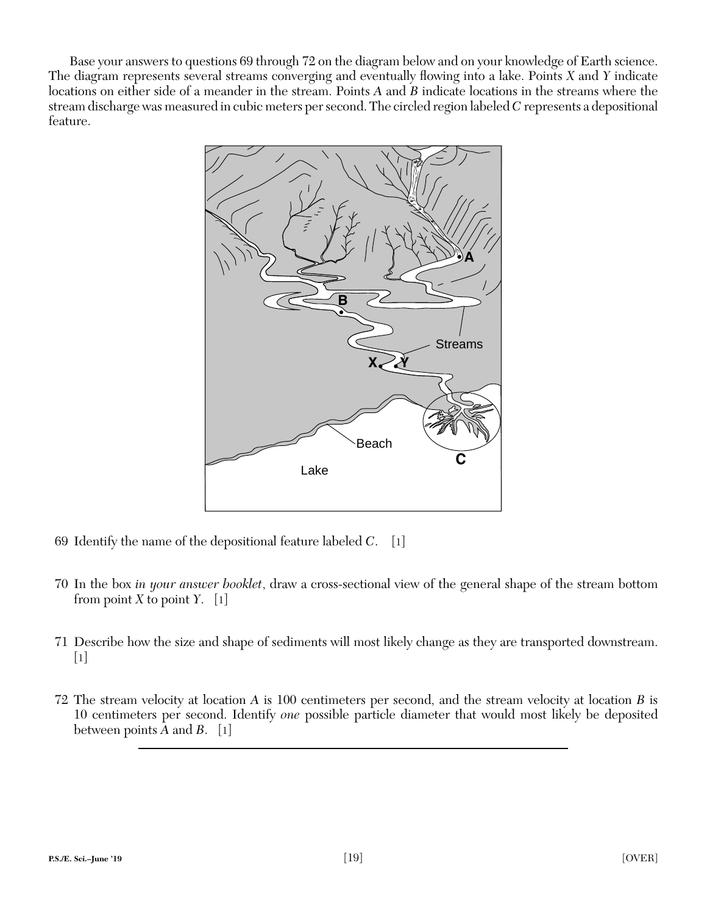Base your answers to questions 69 through 72 on the diagram below and on your knowledge of Earth science. The diagram represents several streams converging and eventually flowing into a lake. Points *X* and *Y* indicate locations on either side of a meander in the stream. Points *A* and *B* indicate locations in the streams where the stream discharge was measured in cubic meters per second. The circled region labeled *C* represents a depositional feature.

69 Identify the name of the depositional feature labeled *C*. [1]

70 In the box *in your answer booklet*, draw a cross-sectional view of the general shape of the stream bottom from point *X* to point *Y*. [1]

71 Describe how the size and shape of sediments will most likely change as they are transported downstream. [1]

72 The stream velocity at location *A* is 100 centimeters per second, and the stream velocity at location *B* is 10 centimeters per second. Identify *one* possible particle diameter that would most likely be deposited between points *A* and *B*. [1]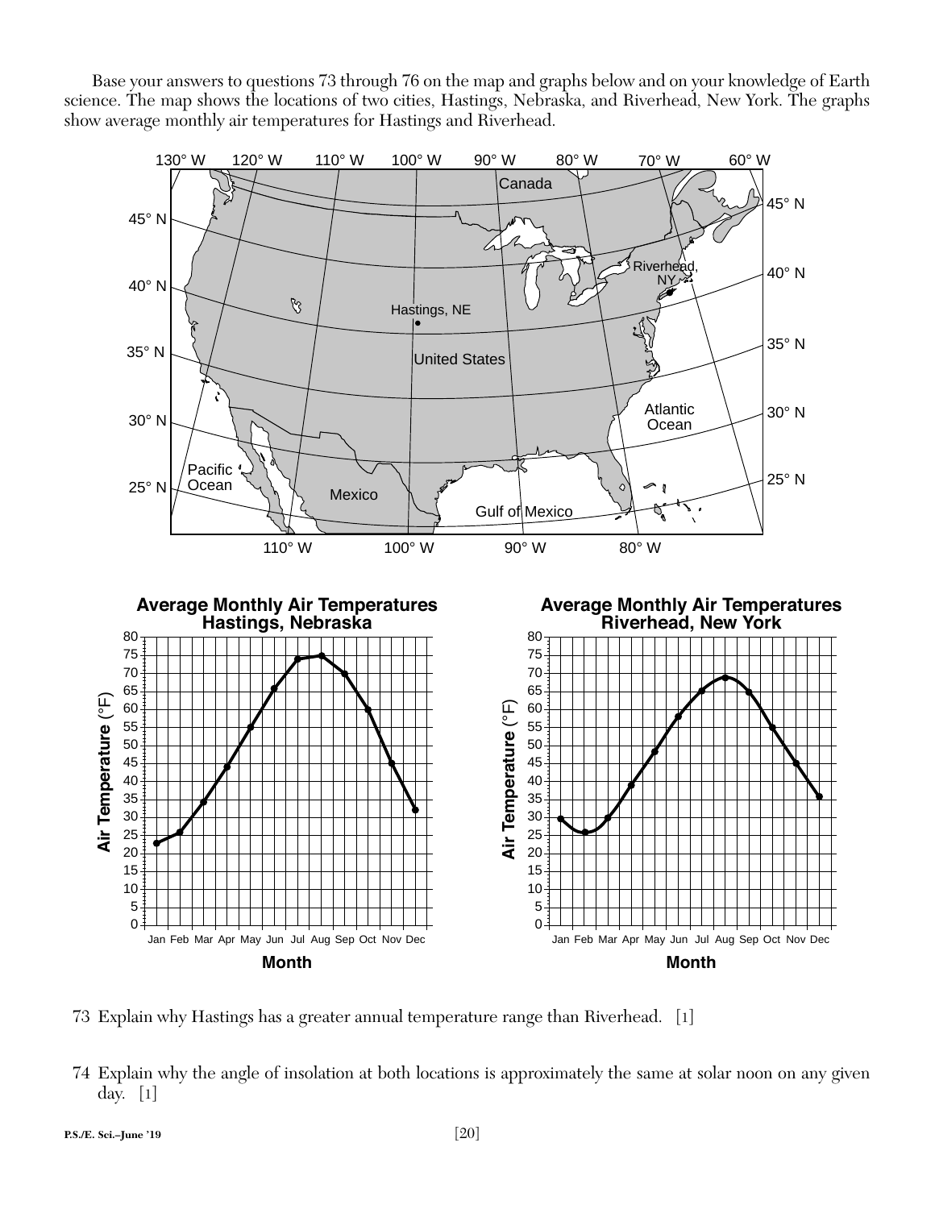Base your answers to questions 73 through 76 on the map and graphs below and on your knowledge of Earth science. The map shows the locations of two cities, Hastings, Nebraska, and Riverhead, New York. The graphs show average monthly air temperatures for Hastings and Riverhead.

73 Explain why Hastings has a greater annual temperature range than Riverhead. [1]

74 Explain why the angle of insolation at both locations is approximately the same at solar noon on any given day. [1]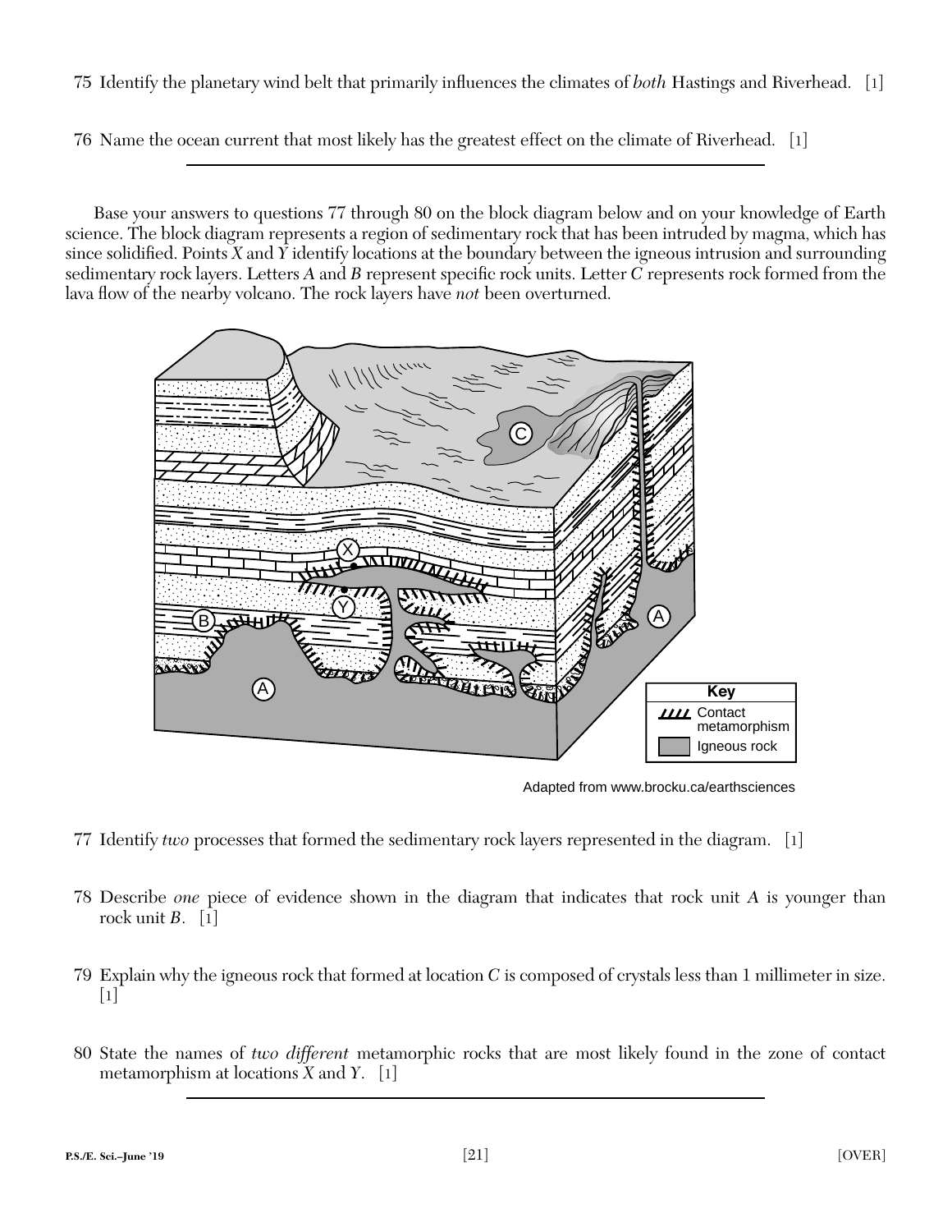75 Identify the planetary wind belt that primarily influences the climates of *both* Hastings and Riverhead. [1]

76 Name the ocean current that most likely has the greatest effect on the climate of Riverhead. [1]

---

Base your answers to questions 77 through 80 on the block diagram below and on your knowledge of Earth science. The block diagram represents a region of sedimentary rock that has been intruded by magma, which has since solidified. Points *X* and *Y* identify locations at the boundary between the igneous intrusion and surrounding sedimentary rock layers. Letters *A* and *B* represent specific rock units. Letter *C* represents rock formed from the lava flow of the nearby volcano. The rock layers have *not* been overturned.

Key: Contact metamorphism; Igneous rock

Adapted from www.brocku.ca/earthsciences

77 Identify *two* processes that formed the sedimentary rock layers represented in the diagram. [1]

78 Describe *one* piece of evidence shown in the diagram that indicates that rock unit *A* is younger than rock unit *B*. [1]

79 Explain why the igneous rock that formed at location *C* is composed of crystals less than 1 millimeter in size. [1]

80 State the names of *two different* metamorphic rocks that are most likely found in the zone of contact metamorphism at locations *X* and *Y*. [1]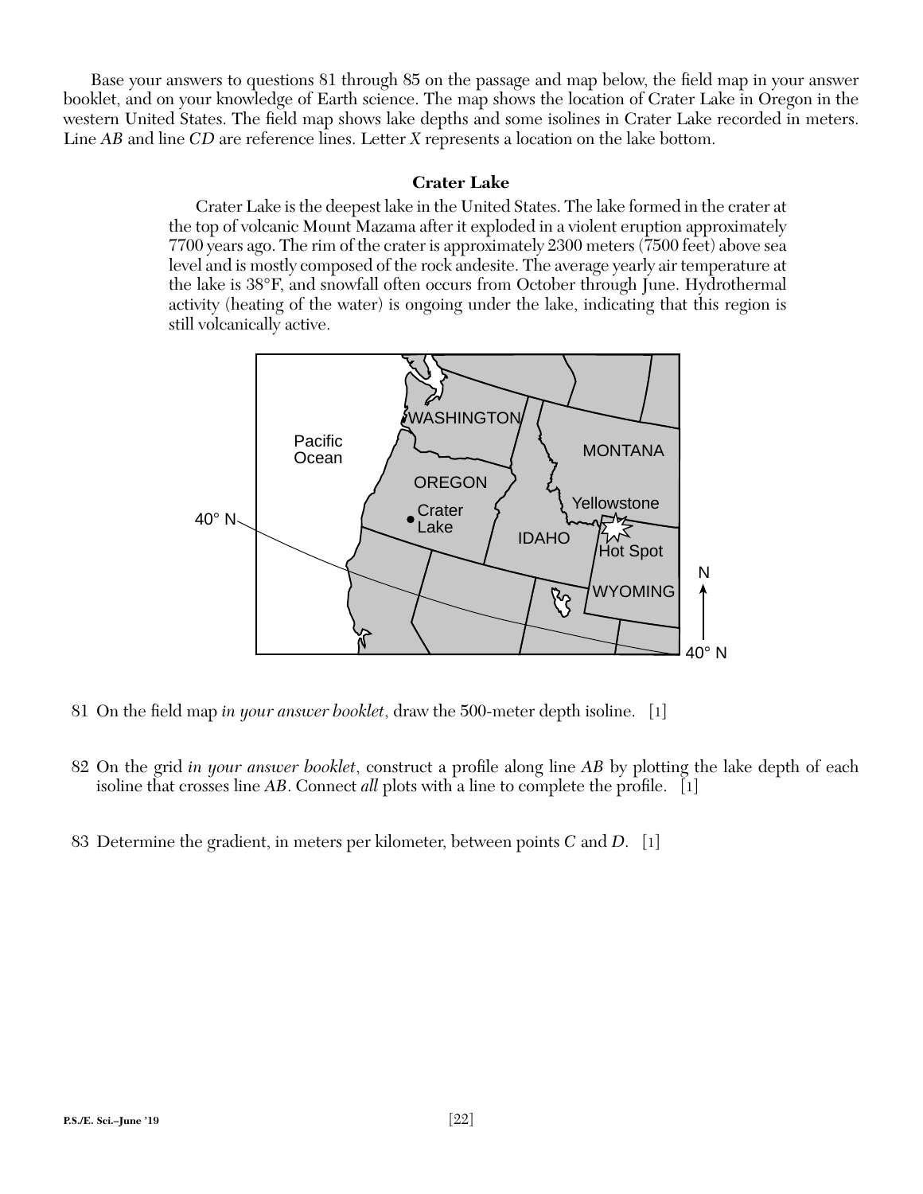Base your answers to questions 81 through 85 on the passage and map below, the field map in your answer booklet, and on your knowledge of Earth science. The map shows the location of Crater Lake in Oregon in the western United States. The field map shows lake depths and some isolines in Crater Lake recorded in meters. Line *AB* and line *CD* are reference lines. Letter *X* represents a location on the lake bottom.

### Crater Lake

Crater Lake is the deepest lake in the United States. The lake formed in the crater at the top of volcanic Mount Mazama after it exploded in a violent eruption approximately 7700 years ago. The rim of the crater is approximately 2300 meters (7500 feet) above sea level and is mostly composed of the rock andesite. The average yearly air temperature at the lake is 38°F, and snowfall often occurs from October through June. Hydrothermal activity (heating of the water) is ongoing under the lake, indicating that this region is still volcanically active.

81 On the field map *in your answer booklet*, draw the 500-meter depth isoline. [1]

82 On the grid *in your answer booklet*, construct a profile along line *AB* by plotting the lake depth of each isoline that crosses line *AB*. Connect *all* plots with a line to complete the profile. [1]

83 Determine the gradient, in meters per kilometer, between points *C* and *D*. [1]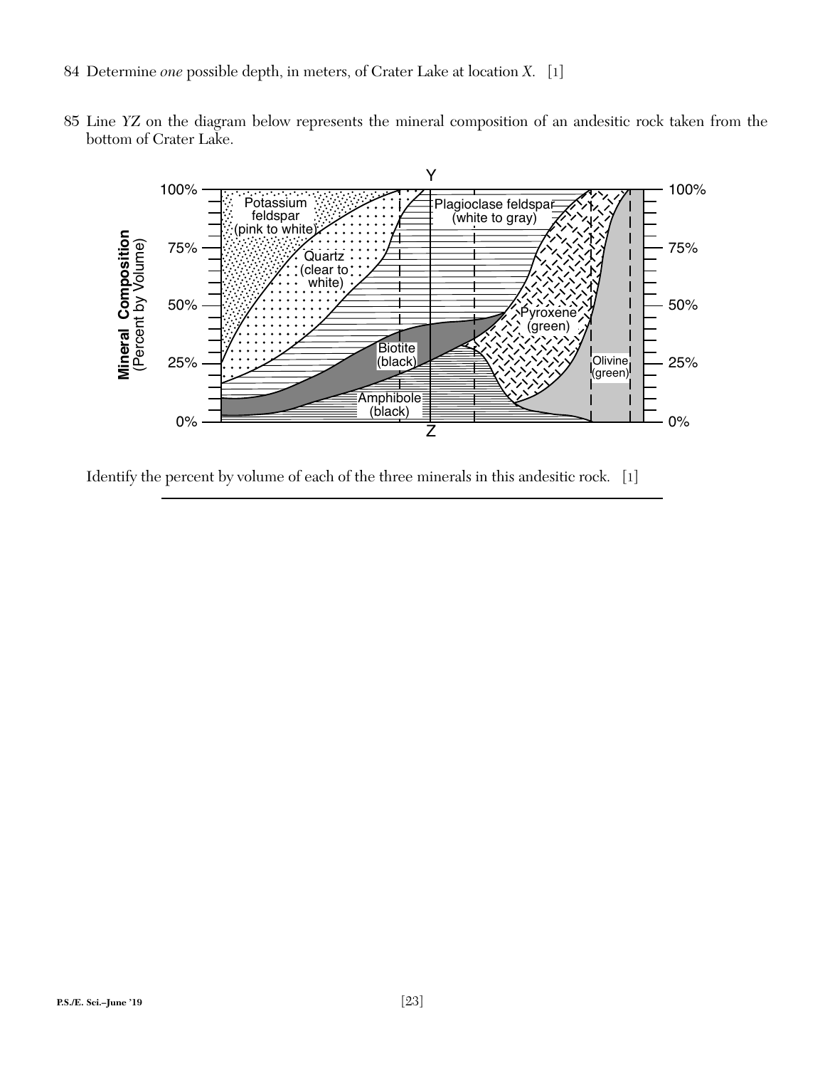84 Determine *one* possible depth, in meters, of Crater Lake at location *X*. [1]

85 Line *YZ* on the diagram below represents the mineral composition of an andesitic rock taken from the bottom of Crater Lake.

Identify the percent by volume of each of the three minerals in this andesitic rock. [1]

______________________________________________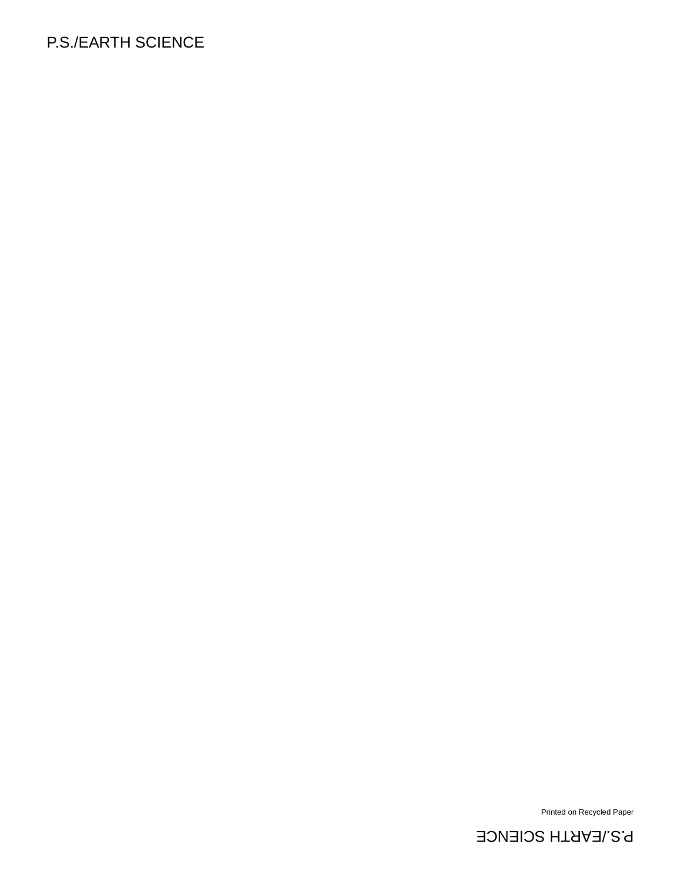P.S./EARTH SCIENCE

Printed on Recycled Paper

P.S./EARTH SCIENCE